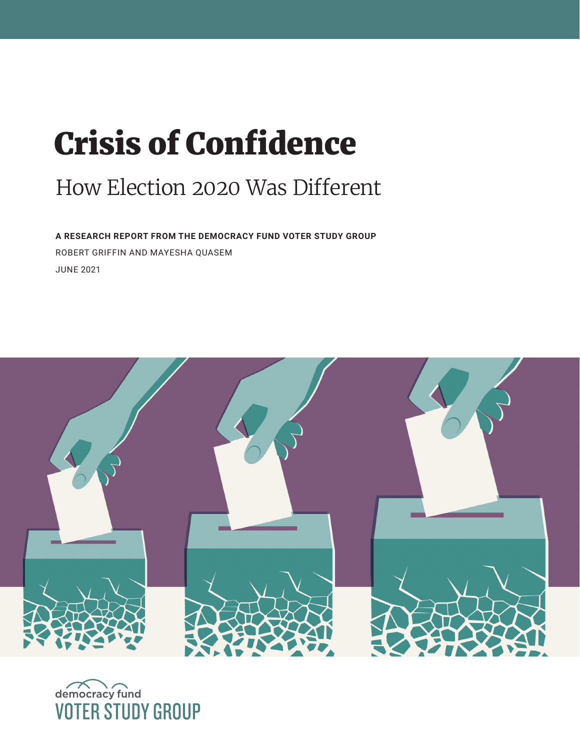# Crisis of Confidence

## How Election 2020 Was Different

**A RESEARCH REPORT FROM THE DEMOCRACY FUND VOTER STUDY GROUP**

ROBERT GRIFFIN AND MAYESHA QUASEM

JUNE 2021

democracy fund
VOTER STUDY GROUP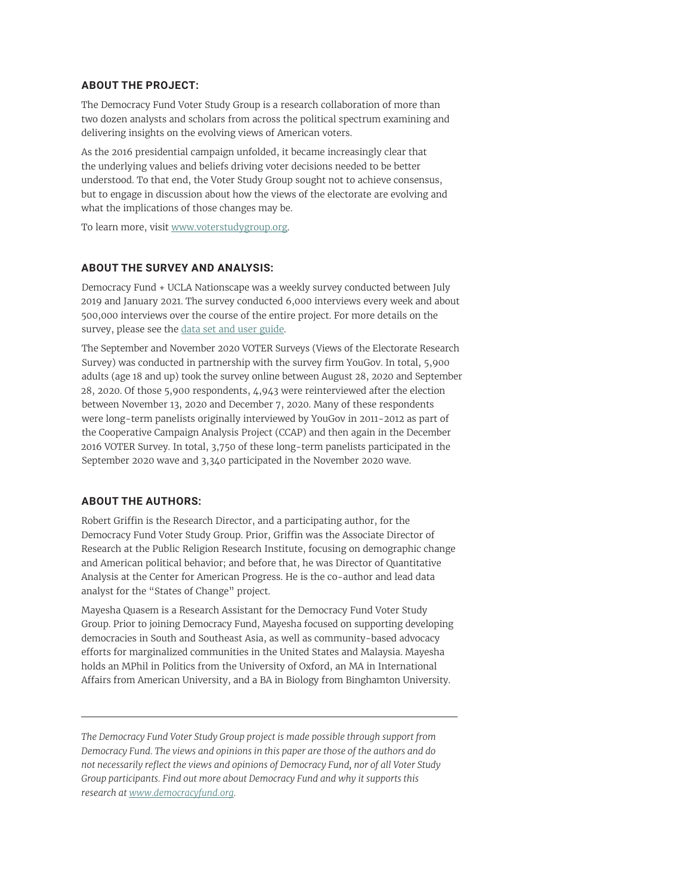## ABOUT THE PROJECT:

The Democracy Fund Voter Study Group is a research collaboration of more than two dozen analysts and scholars from across the political spectrum examining and delivering insights on the evolving views of American voters.

As the 2016 presidential campaign unfolded, it became increasingly clear that the underlying values and beliefs driving voter decisions needed to be better understood. To that end, the Voter Study Group sought not to achieve consensus, but to engage in discussion about how the views of the electorate are evolving and what the implications of those changes may be.

To learn more, visit [www.voterstudygroup.org](www.voterstudygroup.org).

## ABOUT THE SURVEY AND ANALYSIS:

Democracy Fund + UCLA Nationscape was a weekly survey conducted between July 2019 and January 2021. The survey conducted 6,000 interviews every week and about 500,000 interviews over the course of the entire project. For more details on the survey, please see the data set and user guide.

The September and November 2020 VOTER Surveys (Views of the Electorate Research Survey) was conducted in partnership with the survey firm YouGov. In total, 5,900 adults (age 18 and up) took the survey online between August 28, 2020 and September 28, 2020. Of those 5,900 respondents, 4,943 were reinterviewed after the election between November 13, 2020 and December 7, 2020. Many of these respondents were long-term panelists originally interviewed by YouGov in 2011-2012 as part of the Cooperative Campaign Analysis Project (CCAP) and then again in the December 2016 VOTER Survey. In total, 3,750 of these long-term panelists participated in the September 2020 wave and 3,340 participated in the November 2020 wave.

## ABOUT THE AUTHORS:

Robert Griffin is the Research Director, and a participating author, for the Democracy Fund Voter Study Group. Prior, Griffin was the Associate Director of Research at the Public Religion Research Institute, focusing on demographic change and American political behavior; and before that, he was Director of Quantitative Analysis at the Center for American Progress. He is the co-author and lead data analyst for the "States of Change" project.

Mayesha Quasem is a Research Assistant for the Democracy Fund Voter Study Group. Prior to joining Democracy Fund, Mayesha focused on supporting developing democracies in South and Southeast Asia, as well as community-based advocacy efforts for marginalized communities in the United States and Malaysia. Mayesha holds an MPhil in Politics from the University of Oxford, an MA in International Affairs from American University, and a BA in Biology from Binghamton University.

---

*The Democracy Fund Voter Study Group project is made possible through support from Democracy Fund. The views and opinions in this paper are those of the authors and do not necessarily reflect the views and opinions of Democracy Fund, nor of all Voter Study Group participants. Find out more about Democracy Fund and why it supports this research at [www.democracyfund.org](www.democracyfund.org).*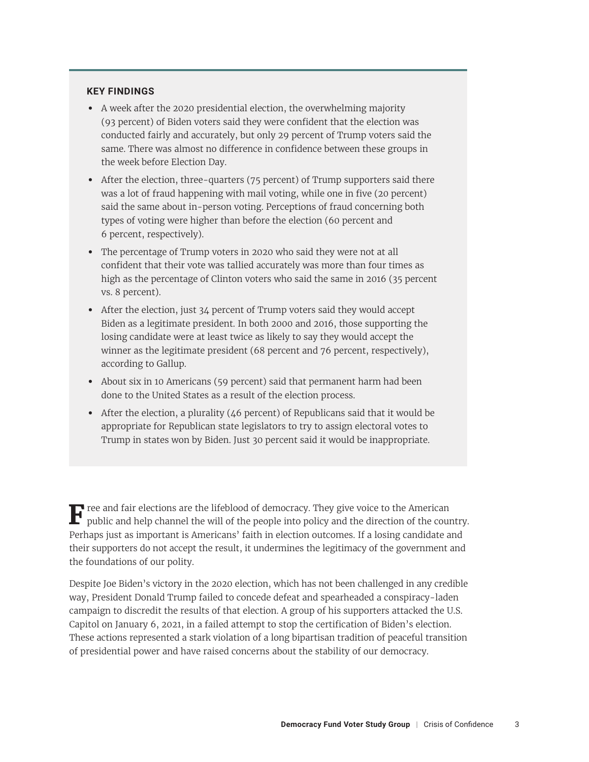### KEY FINDINGS

- A week after the 2020 presidential election, the overwhelming majority (93 percent) of Biden voters said they were confident that the election was conducted fairly and accurately, but only 29 percent of Trump voters said the same. There was almost no difference in confidence between these groups in the week before Election Day.
- After the election, three-quarters (75 percent) of Trump supporters said there was a lot of fraud happening with mail voting, while one in five (20 percent) said the same about in-person voting. Perceptions of fraud concerning both types of voting were higher than before the election (60 percent and 6 percent, respectively).
- The percentage of Trump voters in 2020 who said they were not at all confident that their vote was tallied accurately was more than four times as high as the percentage of Clinton voters who said the same in 2016 (35 percent vs. 8 percent).
- After the election, just 34 percent of Trump voters said they would accept Biden as a legitimate president. In both 2000 and 2016, those supporting the losing candidate were at least twice as likely to say they would accept the winner as the legitimate president (68 percent and 76 percent, respectively), according to Gallup.
- About six in 10 Americans (59 percent) said that permanent harm had been done to the United States as a result of the election process.
- After the election, a plurality (46 percent) of Republicans said that it would be appropriate for Republican state legislators to try to assign electoral votes to Trump in states won by Biden. Just 30 percent said it would be inappropriate.

Free and fair elections are the lifeblood of democracy. They give voice to the American public and help channel the will of the people into policy and the direction of the country. Perhaps just as important is Americans' faith in election outcomes. If a losing candidate and their supporters do not accept the result, it undermines the legitimacy of the government and the foundations of our polity.

Despite Joe Biden's victory in the 2020 election, which has not been challenged in any credible way, President Donald Trump failed to concede defeat and spearheaded a conspiracy-laden campaign to discredit the results of that election. A group of his supporters attacked the U.S. Capitol on January 6, 2021, in a failed attempt to stop the certification of Biden's election. These actions represented a stark violation of a long bipartisan tradition of peaceful transition of presidential power and have raised concerns about the stability of our democracy.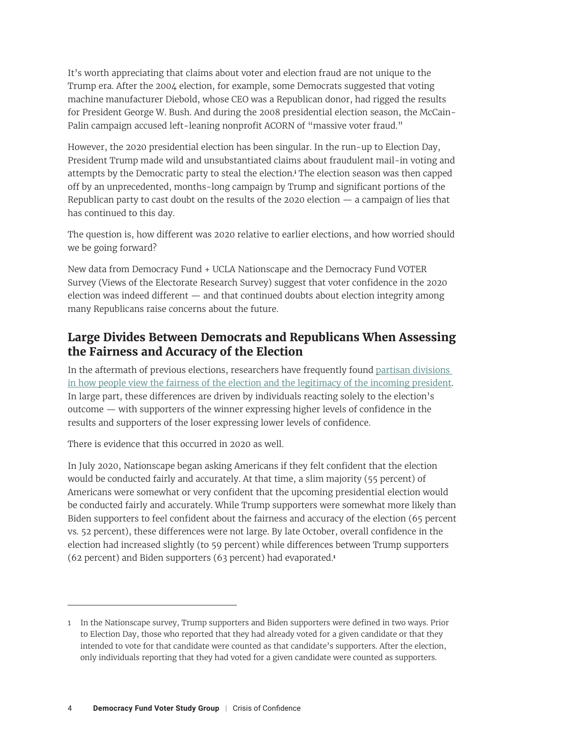It's worth appreciating that claims about voter and election fraud are not unique to the Trump era. After the 2004 election, for example, some Democrats suggested that voting machine manufacturer Diebold, whose CEO was a Republican donor, had rigged the results for President George W. Bush. And during the 2008 presidential election season, the McCain-Palin campaign accused left-leaning nonprofit ACORN of "massive voter fraud."

However, the 2020 presidential election has been singular. In the run-up to Election Day, President Trump made wild and unsubstantiated claims about fraudulent mail-in voting and attempts by the Democratic party to steal the election.[i] The election season was then capped off by an unprecedented, months-long campaign by Trump and significant portions of the Republican party to cast doubt on the results of the 2020 election — a campaign of lies that has continued to this day.

The question is, how different was 2020 relative to earlier elections, and how worried should we be going forward?

New data from Democracy Fund + UCLA Nationscape and the Democracy Fund VOTER Survey (Views of the Electorate Research Survey) suggest that voter confidence in the 2020 election was indeed different — and that continued doubts about election integrity among many Republicans raise concerns about the future.

## Large Divides Between Democrats and Republicans When Assessing the Fairness and Accuracy of the Election

In the aftermath of previous elections, researchers have frequently found partisan divisions in how people view the fairness of the election and the legitimacy of the incoming president. In large part, these differences are driven by individuals reacting solely to the election's outcome — with supporters of the winner expressing higher levels of confidence in the results and supporters of the loser expressing lower levels of confidence.

There is evidence that this occurred in 2020 as well.

In July 2020, Nationscape began asking Americans if they felt confident that the election would be conducted fairly and accurately. At that time, a slim majority (55 percent) of Americans were somewhat or very confident that the upcoming presidential election would be conducted fairly and accurately. While Trump supporters were somewhat more likely than Biden supporters to feel confident about the fairness and accuracy of the election (65 percent vs. 52 percent), these differences were not large. By late October, overall confidence in the election had increased slightly (to 59 percent) while differences between Trump supporters (62 percent) and Biden supporters (63 percent) had evaporated.[1]

---

1 In the Nationscape survey, Trump supporters and Biden supporters were defined in two ways. Prior to Election Day, those who reported that they had already voted for a given candidate or that they intended to vote for that candidate were counted as that candidate's supporters. After the election, only individuals reporting that they had voted for a given candidate were counted as supporters.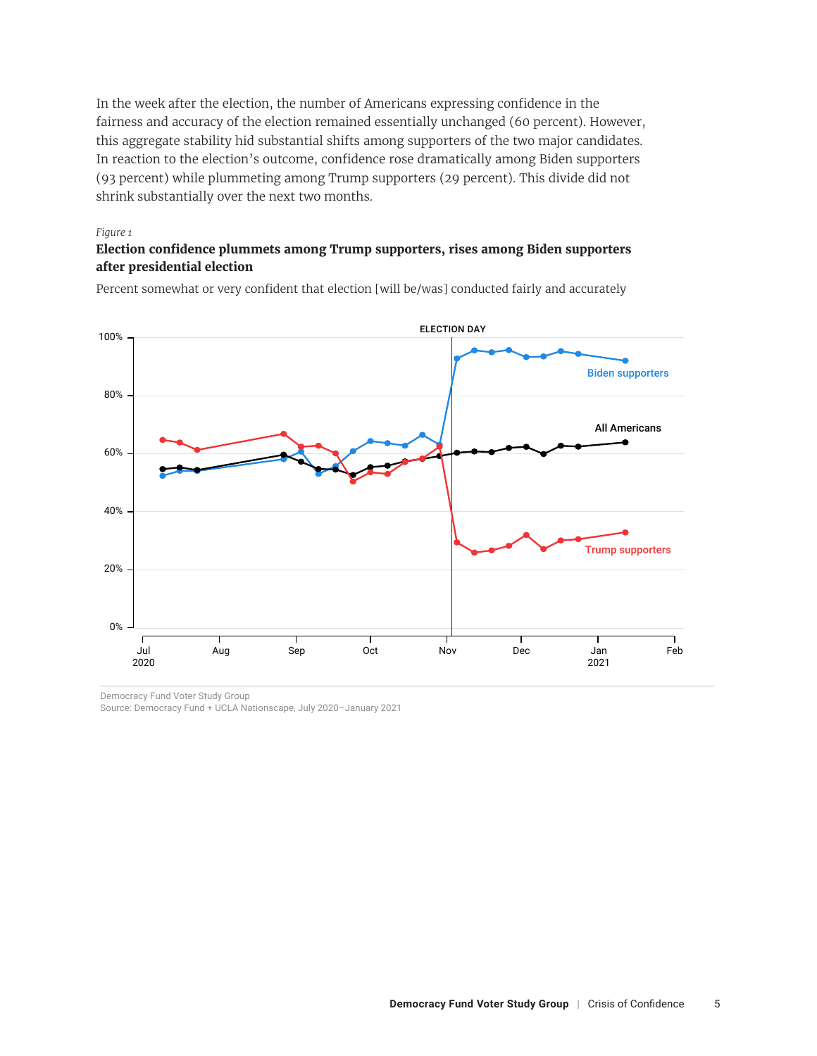In the week after the election, the number of Americans expressing confidence in the fairness and accuracy of the election remained essentially unchanged (60 percent). However, this aggregate stability hid substantial shifts among supporters of the two major candidates. In reaction to the election's outcome, confidence rose dramatically among Biden supporters (93 percent) while plummeting among Trump supporters (29 percent). This divide did not shrink substantially over the next two months.

*Figure 1*

**Election confidence plummets among Trump supporters, rises among Biden supporters after presidential election**

Percent somewhat or very confident that election [will be/was] conducted fairly and accurately

Democracy Fund Voter Study Group
Source: Democracy Fund + UCLA Nationscape, July 2020–January 2021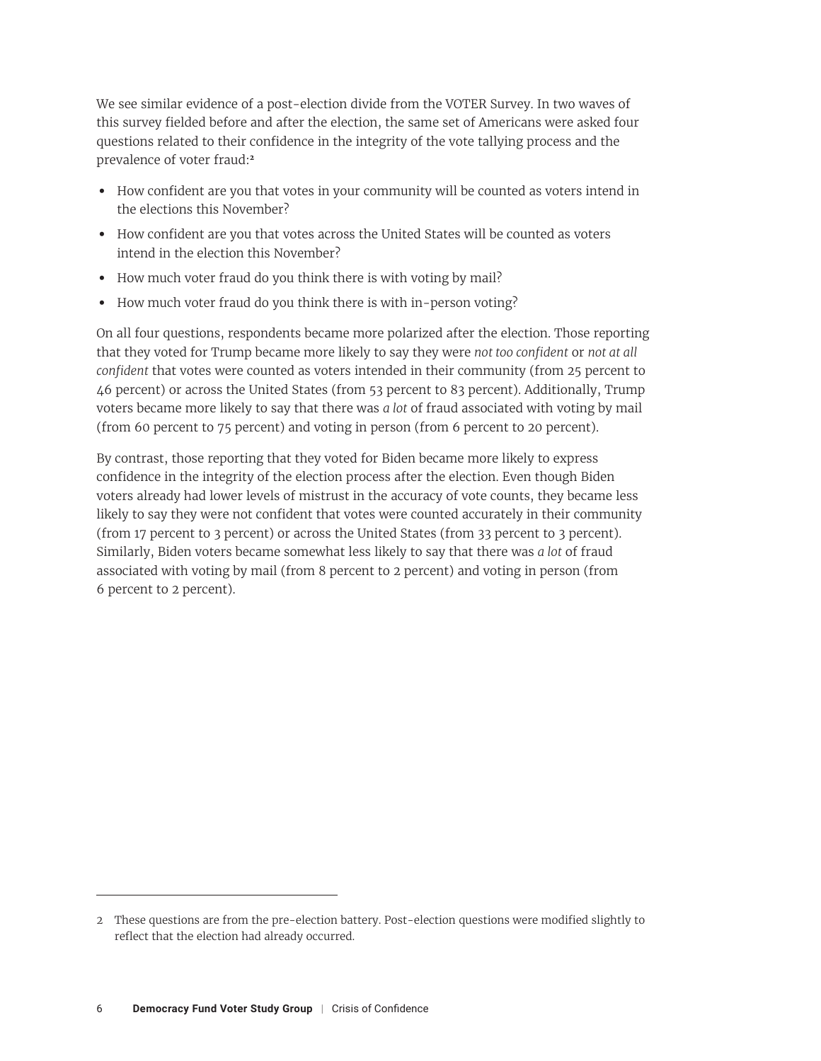We see similar evidence of a post-election divide from the VOTER Survey. In two waves of this survey fielded before and after the election, the same set of Americans were asked four questions related to their confidence in the integrity of the vote tallying process and the prevalence of voter fraud:[2]

- How confident are you that votes in your community will be counted as voters intend in the elections this November?
- How confident are you that votes across the United States will be counted as voters intend in the election this November?
- How much voter fraud do you think there is with voting by mail?
- How much voter fraud do you think there is with in-person voting?

On all four questions, respondents became more polarized after the election. Those reporting that they voted for Trump became more likely to say they were *not too confident* or *not at all confident* that votes were counted as voters intended in their community (from 25 percent to 46 percent) or across the United States (from 53 percent to 83 percent). Additionally, Trump voters became more likely to say that there was *a lot* of fraud associated with voting by mail (from 60 percent to 75 percent) and voting in person (from 6 percent to 20 percent).

By contrast, those reporting that they voted for Biden became more likely to express confidence in the integrity of the election process after the election. Even though Biden voters already had lower levels of mistrust in the accuracy of vote counts, they became less likely to say they were not confident that votes were counted accurately in their community (from 17 percent to 3 percent) or across the United States (from 33 percent to 3 percent). Similarly, Biden voters became somewhat less likely to say that there was *a lot* of fraud associated with voting by mail (from 8 percent to 2 percent) and voting in person (from 6 percent to 2 percent).

---

2 These questions are from the pre-election battery. Post-election questions were modified slightly to reflect that the election had already occurred.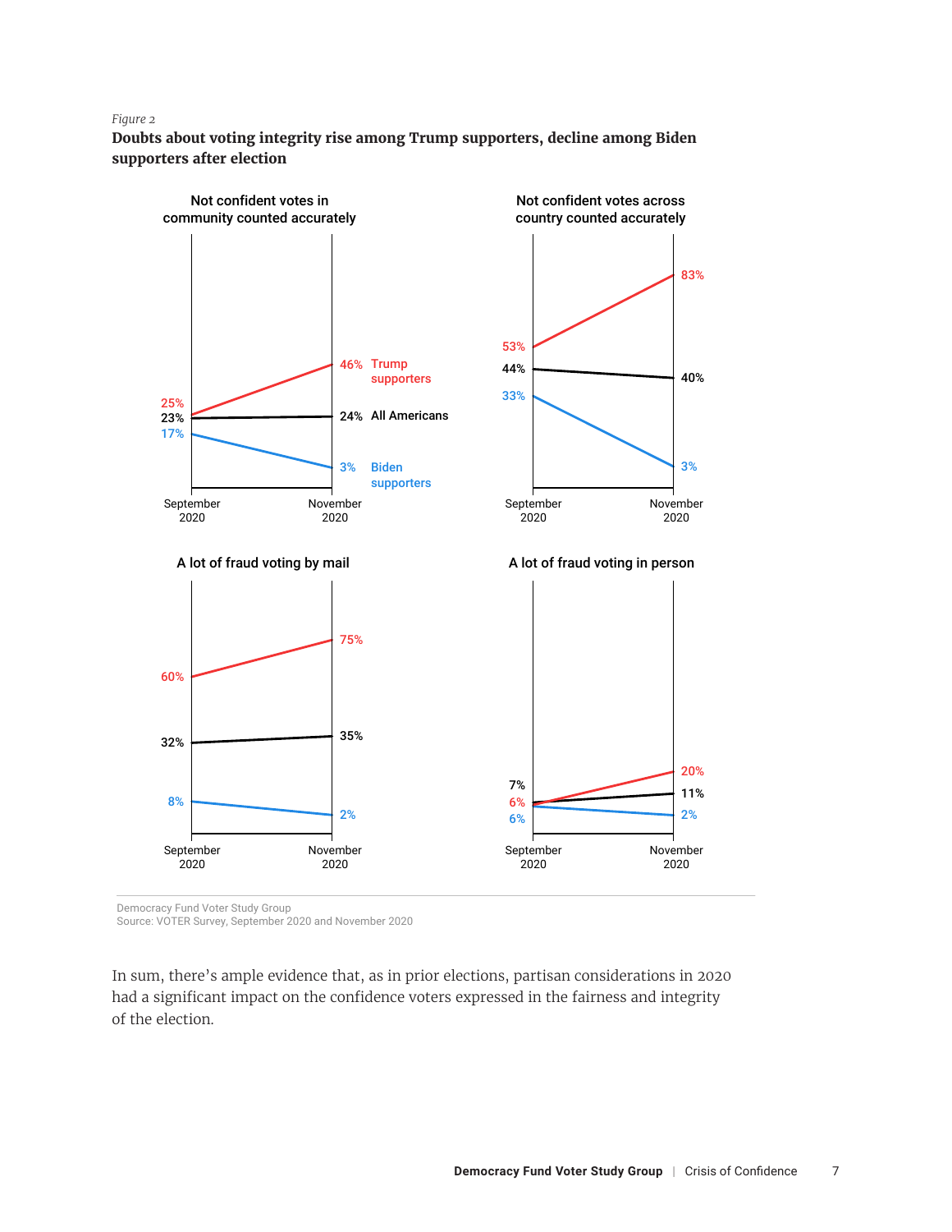*Figure 2*

**Doubts about voting integrity rise among Trump supporters, decline among Biden supporters after election**

| | Not confident votes in community counted accurately | | Not confident votes across country counted accurately | | A lot of fraud voting by mail | | A lot of fraud voting in person | |
|---|---|---|---|---|---|---|---|---|
| | September 2020 | November 2020 | September 2020 | November 2020 | September 2020 | November 2020 | September 2020 | November 2020 |
| Trump supporters | 25% | 46% | 53% | 83% | 60% | 75% | 6% | 20% |
| All Americans | 23% | 24% | 44% | 40% | 32% | 35% | 7% | 11% |
| Biden supporters | 17% | 3% | 33% | 3% | 8% | 2% | 6% | 2% |

Democracy Fund Voter Study Group
Source: VOTER Survey, September 2020 and November 2020

In sum, there's ample evidence that, as in prior elections, partisan considerations in 2020 had a significant impact on the confidence voters expressed in the fairness and integrity of the election.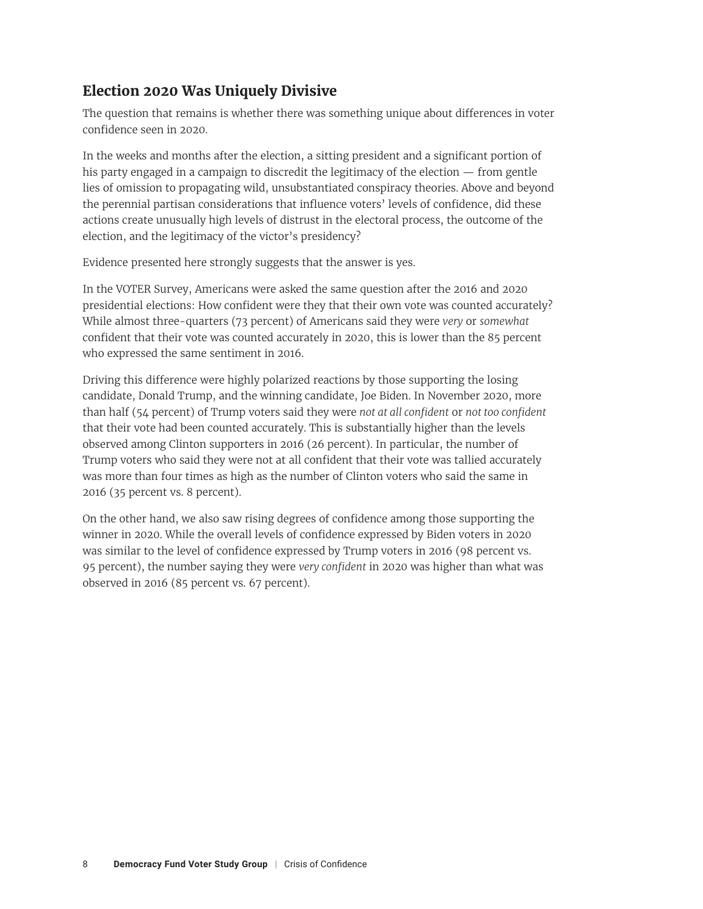## Election 2020 Was Uniquely Divisive

The question that remains is whether there was something unique about differences in voter confidence seen in 2020.

In the weeks and months after the election, a sitting president and a significant portion of his party engaged in a campaign to discredit the legitimacy of the election — from gentle lies of omission to propagating wild, unsubstantiated conspiracy theories. Above and beyond the perennial partisan considerations that influence voters' levels of confidence, did these actions create unusually high levels of distrust in the electoral process, the outcome of the election, and the legitimacy of the victor's presidency?

Evidence presented here strongly suggests that the answer is yes.

In the VOTER Survey, Americans were asked the same question after the 2016 and 2020 presidential elections: How confident were they that their own vote was counted accurately? While almost three-quarters (73 percent) of Americans said they were *very* or *somewhat* confident that their vote was counted accurately in 2020, this is lower than the 85 percent who expressed the same sentiment in 2016.

Driving this difference were highly polarized reactions by those supporting the losing candidate, Donald Trump, and the winning candidate, Joe Biden. In November 2020, more than half (54 percent) of Trump voters said they were *not at all confident* or *not too confident* that their vote had been counted accurately. This is substantially higher than the levels observed among Clinton supporters in 2016 (26 percent). In particular, the number of Trump voters who said they were not at all confident that their vote was tallied accurately was more than four times as high as the number of Clinton voters who said the same in 2016 (35 percent vs. 8 percent).

On the other hand, we also saw rising degrees of confidence among those supporting the winner in 2020. While the overall levels of confidence expressed by Biden voters in 2020 was similar to the level of confidence expressed by Trump voters in 2016 (98 percent vs. 95 percent), the number saying they were *very confident* in 2020 was higher than what was observed in 2016 (85 percent vs. 67 percent).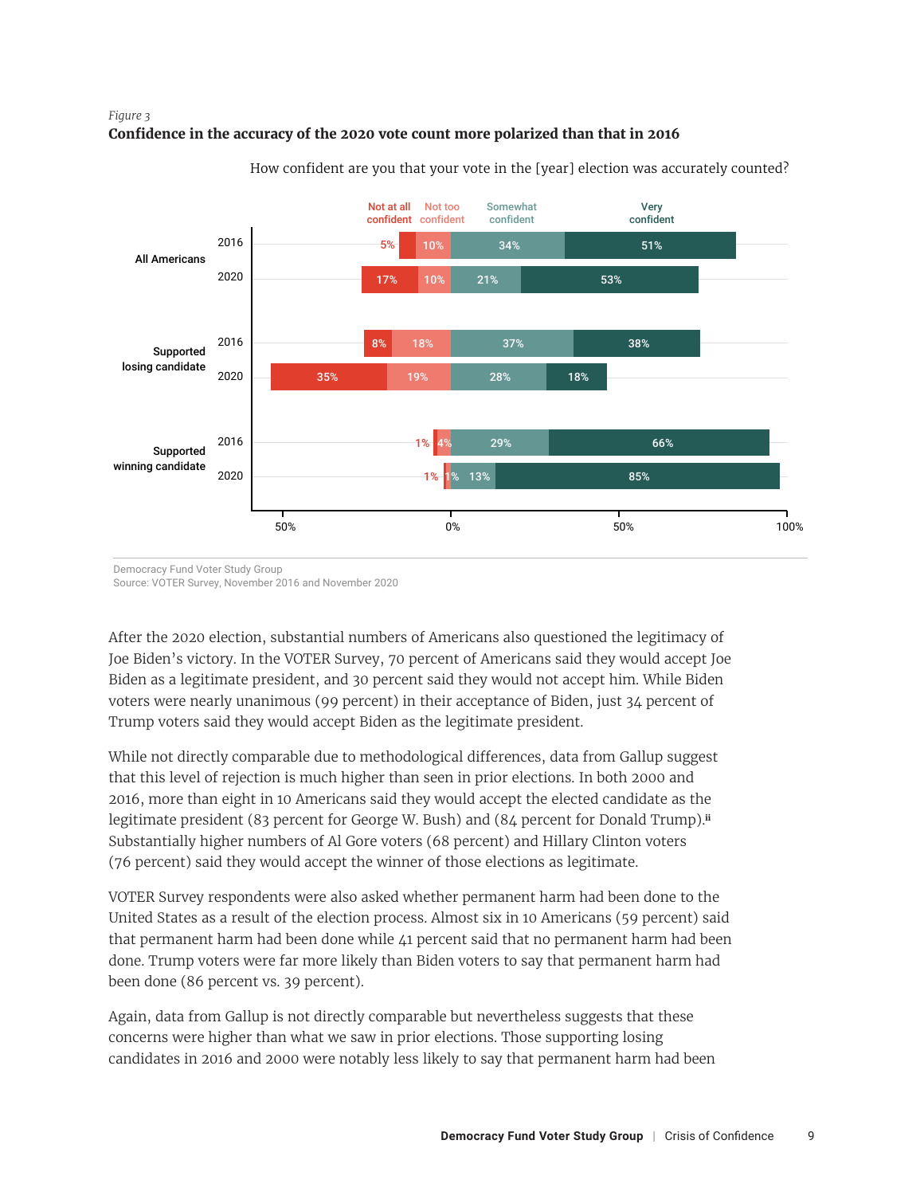*Figure 3*

**Confidence in the accuracy of the 2020 vote count more polarized than that in 2016**

How confident are you that your vote in the [year] election was accurately counted?

| Group | Year | Not at all confident | Not too confident | Somewhat confident | Very confident |
|---|---|---|---|---|---|
| All Americans | 2016 | 5% | 10% | 34% | 51% |
| All Americans | 2020 | 17% | 10% | 21% | 53% |
| Supported losing candidate | 2016 | 8% | 18% | 37% | 38% |
| Supported losing candidate | 2020 | 35% | 19% | 28% | 18% |
| Supported winning candidate | 2016 | 1% | 4% | 29% | 66% |
| Supported winning candidate | 2020 | 1% | 1% | 13% | 85% |

Democracy Fund Voter Study Group
Source: VOTER Survey, November 2016 and November 2020

After the 2020 election, substantial numbers of Americans also questioned the legitimacy of Joe Biden's victory. In the VOTER Survey, 70 percent of Americans said they would accept Joe Biden as a legitimate president, and 30 percent said they would not accept him. While Biden voters were nearly unanimous (99 percent) in their acceptance of Biden, just 34 percent of Trump voters said they would accept Biden as the legitimate president.

While not directly comparable due to methodological differences, data from Gallup suggest that this level of rejection is much higher than seen in prior elections. In both 2000 and 2016, more than eight in 10 Americans said they would accept the elected candidate as the legitimate president (83 percent for George W. Bush) and (84 percent for Donald Trump).[ii] Substantially higher numbers of Al Gore voters (68 percent) and Hillary Clinton voters (76 percent) said they would accept the winner of those elections as legitimate.

VOTER Survey respondents were also asked whether permanent harm had been done to the United States as a result of the election process. Almost six in 10 Americans (59 percent) said that permanent harm had been done while 41 percent said that no permanent harm had been done. Trump voters were far more likely than Biden voters to say that permanent harm had been done (86 percent vs. 39 percent).

Again, data from Gallup is not directly comparable but nevertheless suggests that these concerns were higher than what we saw in prior elections. Those supporting losing candidates in 2016 and 2000 were notably less likely to say that permanent harm had been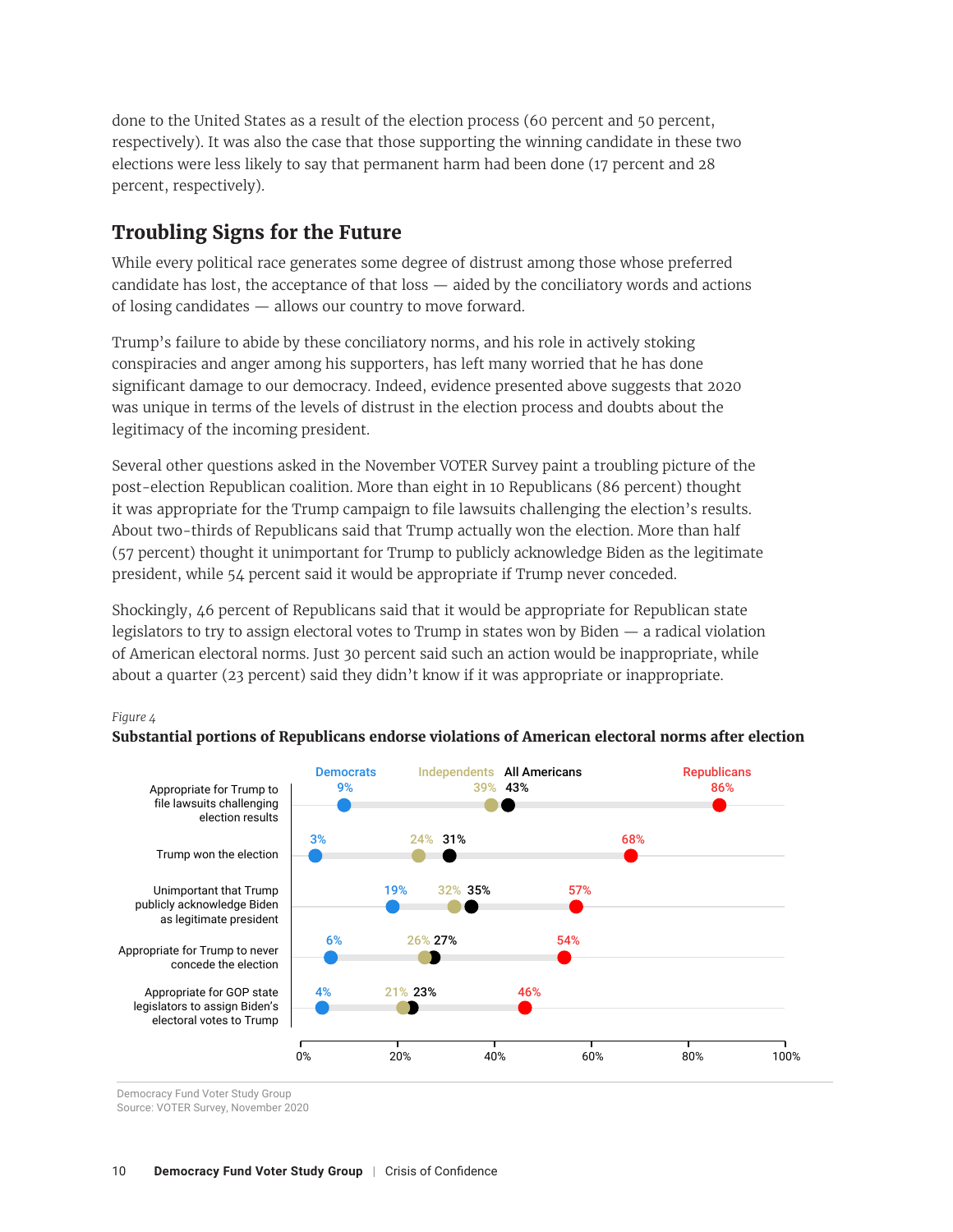done to the United States as a result of the election process (60 percent and 50 percent, respectively). It was also the case that those supporting the winning candidate in these two elections were less likely to say that permanent harm had been done (17 percent and 28 percent, respectively).

## Troubling Signs for the Future

While every political race generates some degree of distrust among those whose preferred candidate has lost, the acceptance of that loss — aided by the conciliatory words and actions of losing candidates — allows our country to move forward.

Trump's failure to abide by these conciliatory norms, and his role in actively stoking conspiracies and anger among his supporters, has left many worried that he has done significant damage to our democracy. Indeed, evidence presented above suggests that 2020 was unique in terms of the levels of distrust in the election process and doubts about the legitimacy of the incoming president.

Several other questions asked in the November VOTER Survey paint a troubling picture of the post-election Republican coalition. More than eight in 10 Republicans (86 percent) thought it was appropriate for the Trump campaign to file lawsuits challenging the election's results. About two-thirds of Republicans said that Trump actually won the election. More than half (57 percent) thought it unimportant for Trump to publicly acknowledge Biden as the legitimate president, while 54 percent said it would be appropriate if Trump never conceded.

Shockingly, 46 percent of Republicans said that it would be appropriate for Republican state legislators to try to assign electoral votes to Trump in states won by Biden — a radical violation of American electoral norms. Just 30 percent said such an action would be inappropriate, while about a quarter (23 percent) said they didn't know if it was appropriate or inappropriate.

*Figure 4*

**Substantial portions of Republicans endorse violations of American electoral norms after election**

| | Democrats | Independents | All Americans | Republicans |
|---|---|---|---|---|
| Appropriate for Trump to file lawsuits challenging election results | 9% | 39% | 43% | 86% |
| Trump won the election | 3% | 24% | 31% | 68% |
| Unimportant that Trump publicly acknowledge Biden as legitimate president | 19% | 32% | 35% | 57% |
| Appropriate for Trump to never concede the election | 6% | 26% | 27% | 54% |
| Appropriate for GOP state legislators to assign Biden's electoral votes to Trump | 4% | 21% | 23% | 46% |

Democracy Fund Voter Study Group
Source: VOTER Survey, November 2020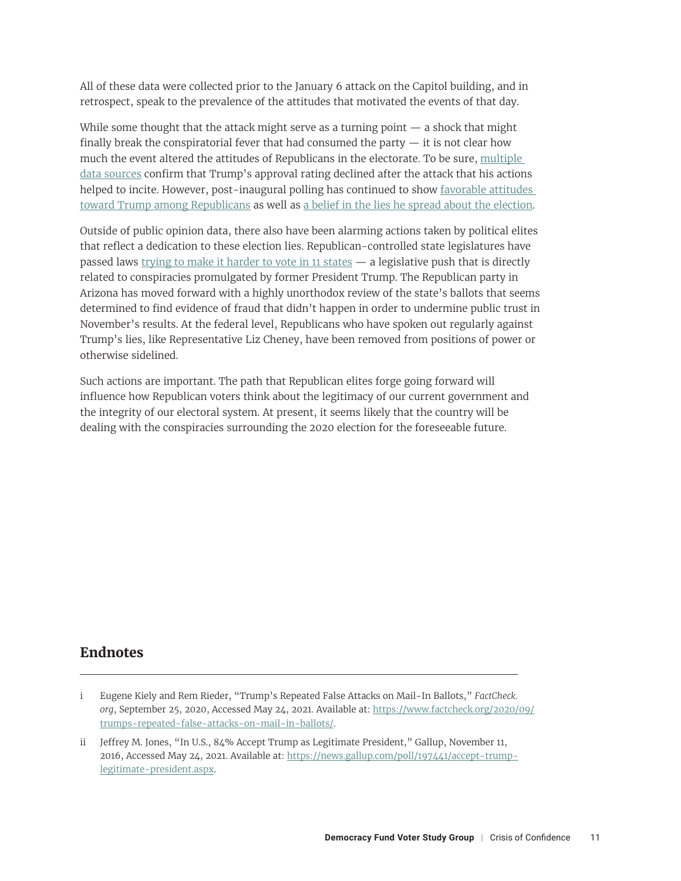All of these data were collected prior to the January 6 attack on the Capitol building, and in retrospect, speak to the prevalence of the attitudes that motivated the events of that day.

While some thought that the attack might serve as a turning point — a shock that might finally break the conspiratorial fever that had consumed the party — it is not clear how much the event altered the attitudes of Republicans in the electorate. To be sure, multiple data sources confirm that Trump's approval rating declined after the attack that his actions helped to incite. However, post-inaugural polling has continued to show favorable attitudes toward Trump among Republicans as well as a belief in the lies he spread about the election.

Outside of public opinion data, there also have been alarming actions taken by political elites that reflect a dedication to these election lies. Republican-controlled state legislatures have passed laws trying to make it harder to vote in 11 states — a legislative push that is directly related to conspiracies promulgated by former President Trump. The Republican party in Arizona has moved forward with a highly unorthodox review of the state's ballots that seems determined to find evidence of fraud that didn't happen in order to undermine public trust in November's results. At the federal level, Republicans who have spoken out regularly against Trump's lies, like Representative Liz Cheney, have been removed from positions of power or otherwise sidelined.

Such actions are important. The path that Republican elites forge going forward will influence how Republican voters think about the legitimacy of our current government and the integrity of our electoral system. At present, it seems likely that the country will be dealing with the conspiracies surrounding the 2020 election for the foreseeable future.

## Endnotes

i Eugene Kiely and Rem Rieder, "Trump's Repeated False Attacks on Mail-In Ballots," *FactCheck.org*, September 25, 2020, Accessed May 24, 2021. Available at: https://www.factcheck.org/2020/09/trumps-repeated-false-attacks-on-mail-in-ballots/.

ii Jeffrey M. Jones, "In U.S., 84% Accept Trump as Legitimate President," Gallup, November 11, 2016, Accessed May 24, 2021. Available at: https://news.gallup.com/poll/197441/accept-trump-legitimate-president.aspx.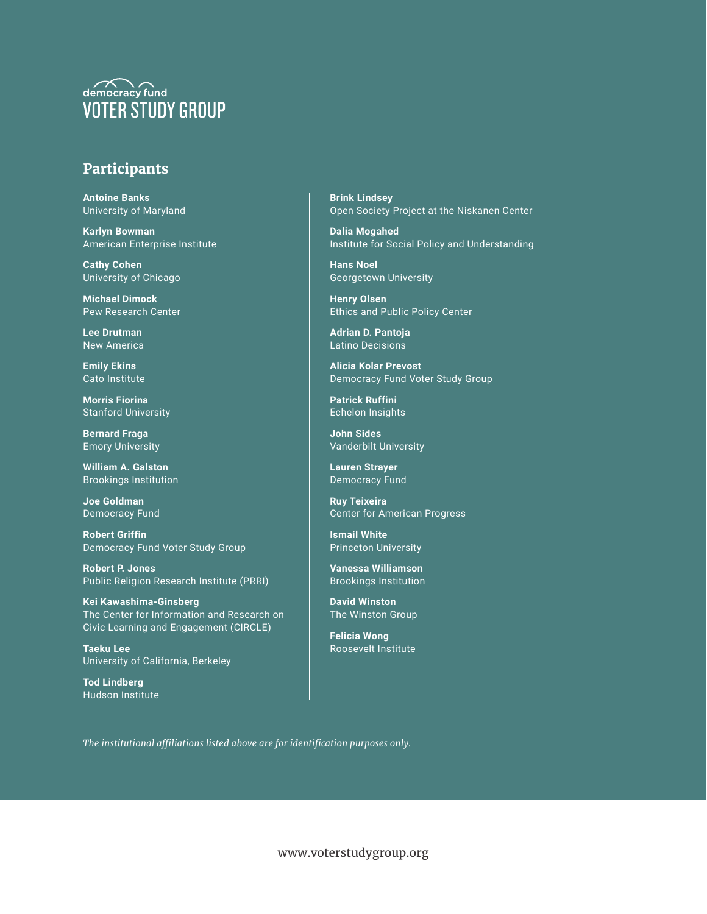democracy fund
VOTER STUDY GROUP

## Participants

**Antoine Banks**
University of Maryland

**Karlyn Bowman**
American Enterprise Institute

**Cathy Cohen**
University of Chicago

**Michael Dimock**
Pew Research Center

**Lee Drutman**
New America

**Emily Ekins**
Cato Institute

**Morris Fiorina**
Stanford University

**Bernard Fraga**
Emory University

**William A. Galston**
Brookings Institution

**Joe Goldman**
Democracy Fund

**Robert Griffin**
Democracy Fund Voter Study Group

**Robert P. Jones**
Public Religion Research Institute (PRRI)

**Kei Kawashima-Ginsberg**
The Center for Information and Research on Civic Learning and Engagement (CIRCLE)

**Taeku Lee**
University of California, Berkeley

**Tod Lindberg**
Hudson Institute

**Brink Lindsey**
Open Society Project at the Niskanen Center

**Dalia Mogahed**
Institute for Social Policy and Understanding

**Hans Noel**
Georgetown University

**Henry Olsen**
Ethics and Public Policy Center

**Adrian D. Pantoja**
Latino Decisions

**Alicia Kolar Prevost**
Democracy Fund Voter Study Group

**Patrick Ruffini**
Echelon Insights

**John Sides**
Vanderbilt University

**Lauren Strayer**
Democracy Fund

**Ruy Teixeira**
Center for American Progress

**Ismail White**
Princeton University

**Vanessa Williamson**
Brookings Institution

**David Winston**
The Winston Group

**Felicia Wong**
Roosevelt Institute

*The institutional affiliations listed above are for identification purposes only.*

www.voterstudygroup.org